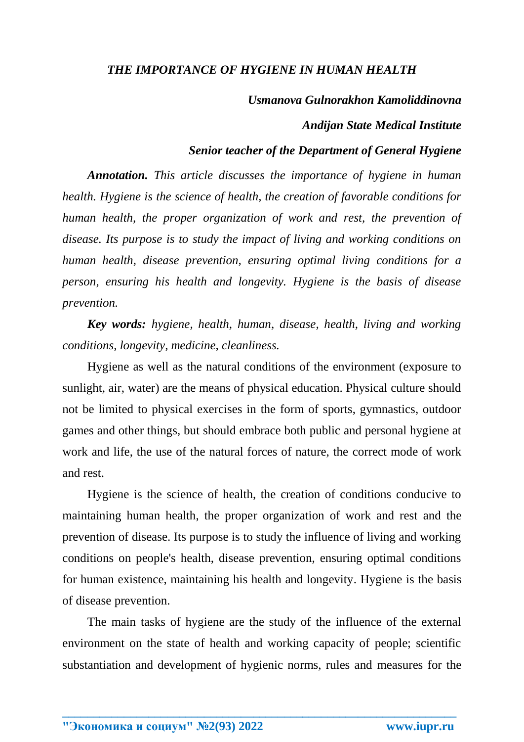# *THE IMPORTANCE OF HYGIENE IN HUMAN HEALTH*

***Usmanova Gulnorakhon Kamoliddinovna***

***Andijan State Medical Institute***

***Senior teacher of the Department of General Hygiene***

***Annotation.*** *This article discusses the importance of hygiene in human health. Hygiene is the science of health, the creation of favorable conditions for human health, the proper organization of work and rest, the prevention of disease. Its purpose is to study the impact of living and working conditions on human health, disease prevention, ensuring optimal living conditions for a person, ensuring his health and longevity. Hygiene is the basis of disease prevention.*

***Key words:*** *hygiene, health, human, disease, health, living and working conditions, longevity, medicine, cleanliness.*

Hygiene as well as the natural conditions of the environment (exposure to sunlight, air, water) are the means of physical education. Physical culture should not be limited to physical exercises in the form of sports, gymnastics, outdoor games and other things, but should embrace both public and personal hygiene at work and life, the use of the natural forces of nature, the correct mode of work and rest.

Hygiene is the science of health, the creation of conditions conducive to maintaining human health, the proper organization of work and rest and the prevention of disease. Its purpose is to study the influence of living and working conditions on people's health, disease prevention, ensuring optimal conditions for human existence, maintaining his health and longevity. Hygiene is the basis of disease prevention.

The main tasks of hygiene are the study of the influence of the external environment on the state of health and working capacity of people; scientific substantiation and development of hygienic norms, rules and measures for the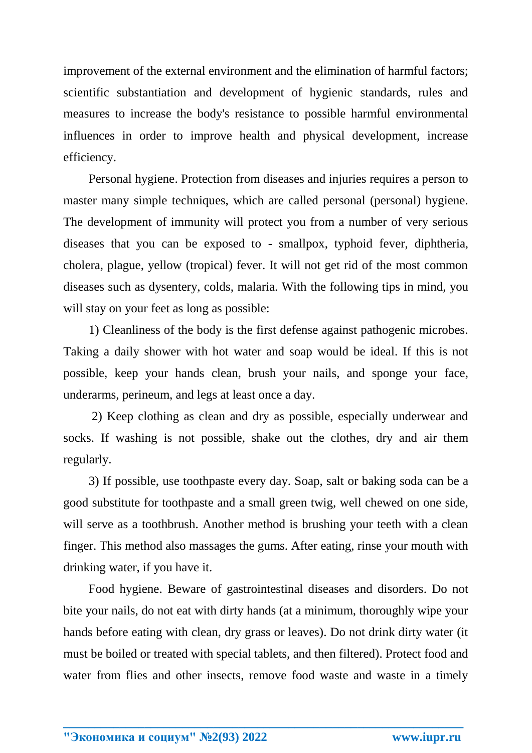improvement of the external environment and the elimination of harmful factors; scientific substantiation and development of hygienic standards, rules and measures to increase the body's resistance to possible harmful environmental influences in order to improve health and physical development, increase efficiency.

Personal hygiene. Protection from diseases and injuries requires a person to master many simple techniques, which are called personal (personal) hygiene. The development of immunity will protect you from a number of very serious diseases that you can be exposed to - smallpox, typhoid fever, diphtheria, cholera, plague, yellow (tropical) fever. It will not get rid of the most common diseases such as dysentery, colds, malaria. With the following tips in mind, you will stay on your feet as long as possible:

1) Cleanliness of the body is the first defense against pathogenic microbes. Taking a daily shower with hot water and soap would be ideal. If this is not possible, keep your hands clean, brush your nails, and sponge your face, underarms, perineum, and legs at least once a day.

2) Keep clothing as clean and dry as possible, especially underwear and socks. If washing is not possible, shake out the clothes, dry and air them regularly.

3) If possible, use toothpaste every day. Soap, salt or baking soda can be a good substitute for toothpaste and a small green twig, well chewed on one side, will serve as a toothbrush. Another method is brushing your teeth with a clean finger. This method also massages the gums. After eating, rinse your mouth with drinking water, if you have it.

Food hygiene. Beware of gastrointestinal diseases and disorders. Do not bite your nails, do not eat with dirty hands (at a minimum, thoroughly wipe your hands before eating with clean, dry grass or leaves). Do not drink dirty water (it must be boiled or treated with special tablets, and then filtered). Protect food and water from flies and other insects, remove food waste and waste in a timely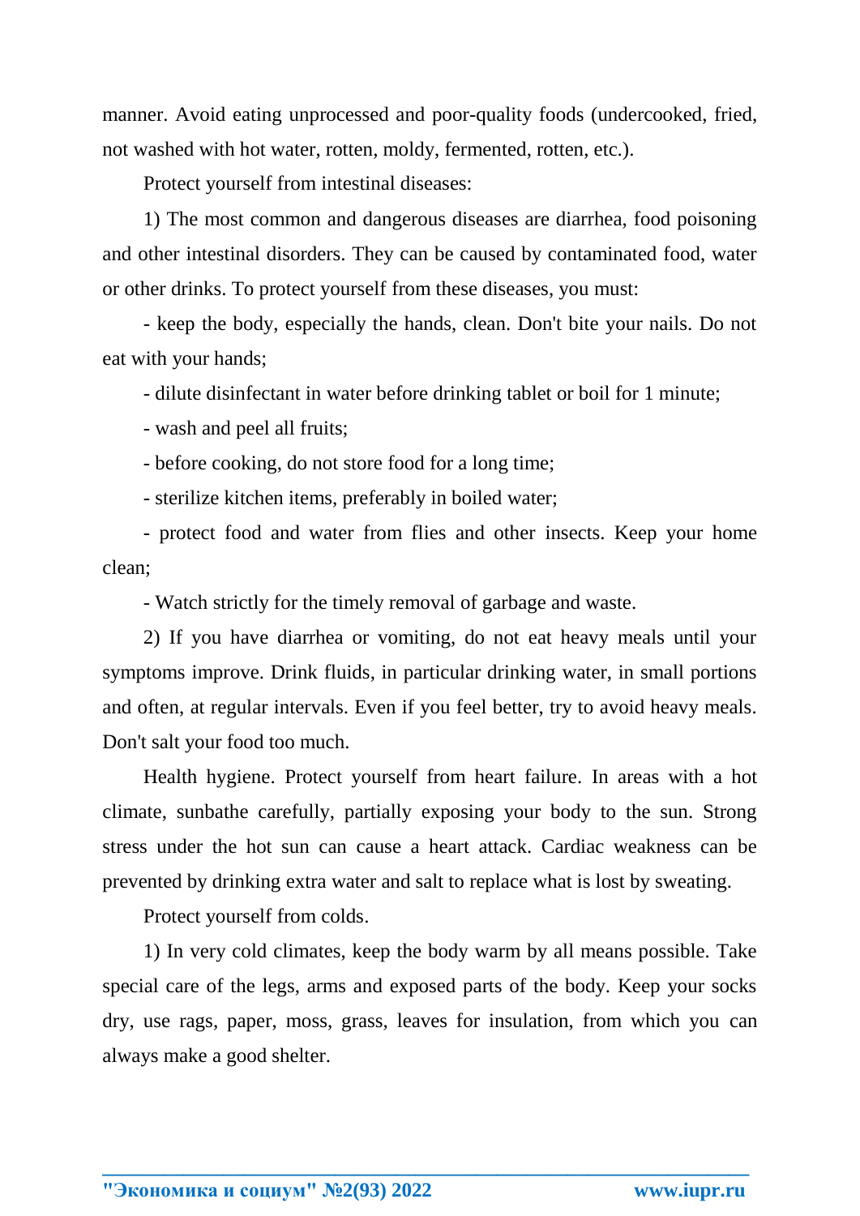manner. Avoid eating unprocessed and poor-quality foods (undercooked, fried, not washed with hot water, rotten, moldy, fermented, rotten, etc.).

Protect yourself from intestinal diseases:

1) The most common and dangerous diseases are diarrhea, food poisoning and other intestinal disorders. They can be caused by contaminated food, water or other drinks. To protect yourself from these diseases, you must:

- keep the body, especially the hands, clean. Don't bite your nails. Do not eat with your hands;
- dilute disinfectant in water before drinking tablet or boil for 1 minute;
- wash and peel all fruits;
- before cooking, do not store food for a long time;
- sterilize kitchen items, preferably in boiled water;
- protect food and water from flies and other insects. Keep your home clean;
- Watch strictly for the timely removal of garbage and waste.

2) If you have diarrhea or vomiting, do not eat heavy meals until your symptoms improve. Drink fluids, in particular drinking water, in small portions and often, at regular intervals. Even if you feel better, try to avoid heavy meals. Don't salt your food too much.

Health hygiene. Protect yourself from heart failure. In areas with a hot climate, sunbathe carefully, partially exposing your body to the sun. Strong stress under the hot sun can cause a heart attack. Cardiac weakness can be prevented by drinking extra water and salt to replace what is lost by sweating.

Protect yourself from colds.

1) In very cold climates, keep the body warm by all means possible. Take special care of the legs, arms and exposed parts of the body. Keep your socks dry, use rags, paper, moss, grass, leaves for insulation, from which you can always make a good shelter.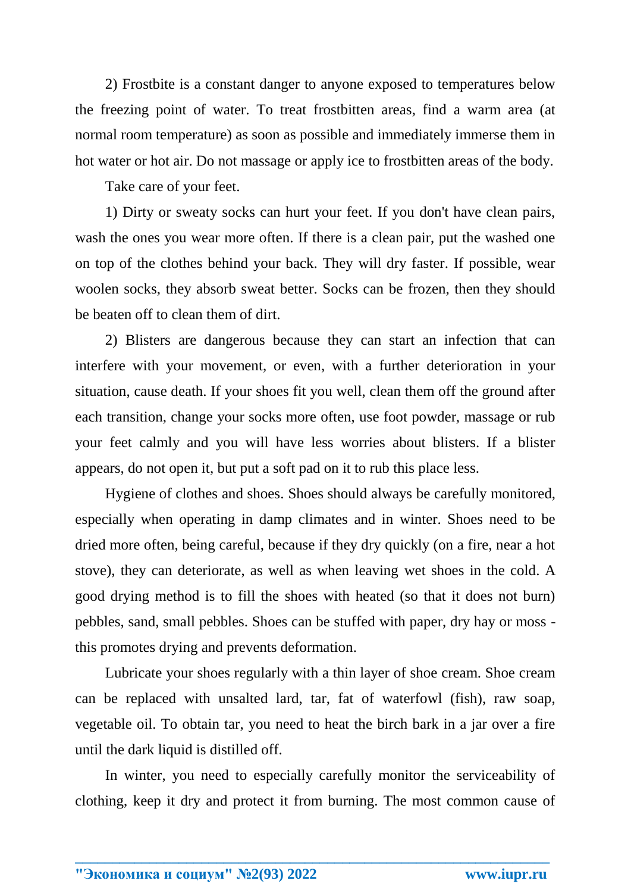2) Frostbite is a constant danger to anyone exposed to temperatures below the freezing point of water. To treat frostbitten areas, find a warm area (at normal room temperature) as soon as possible and immediately immerse them in hot water or hot air. Do not massage or apply ice to frostbitten areas of the body.

Take care of your feet.

1) Dirty or sweaty socks can hurt your feet. If you don't have clean pairs, wash the ones you wear more often. If there is a clean pair, put the washed one on top of the clothes behind your back. They will dry faster. If possible, wear woolen socks, they absorb sweat better. Socks can be frozen, then they should be beaten off to clean them of dirt.

2) Blisters are dangerous because they can start an infection that can interfere with your movement, or even, with a further deterioration in your situation, cause death. If your shoes fit you well, clean them off the ground after each transition, change your socks more often, use foot powder, massage or rub your feet calmly and you will have less worries about blisters. If a blister appears, do not open it, but put a soft pad on it to rub this place less.

Hygiene of clothes and shoes. Shoes should always be carefully monitored, especially when operating in damp climates and in winter. Shoes need to be dried more often, being careful, because if they dry quickly (on a fire, near a hot stove), they can deteriorate, as well as when leaving wet shoes in the cold. A good drying method is to fill the shoes with heated (so that it does not burn) pebbles, sand, small pebbles. Shoes can be stuffed with paper, dry hay or moss - this promotes drying and prevents deformation.

Lubricate your shoes regularly with a thin layer of shoe cream. Shoe cream can be replaced with unsalted lard, tar, fat of waterfowl (fish), raw soap, vegetable oil. To obtain tar, you need to heat the birch bark in a jar over a fire until the dark liquid is distilled off.

In winter, you need to especially carefully monitor the serviceability of clothing, keep it dry and protect it from burning. The most common cause of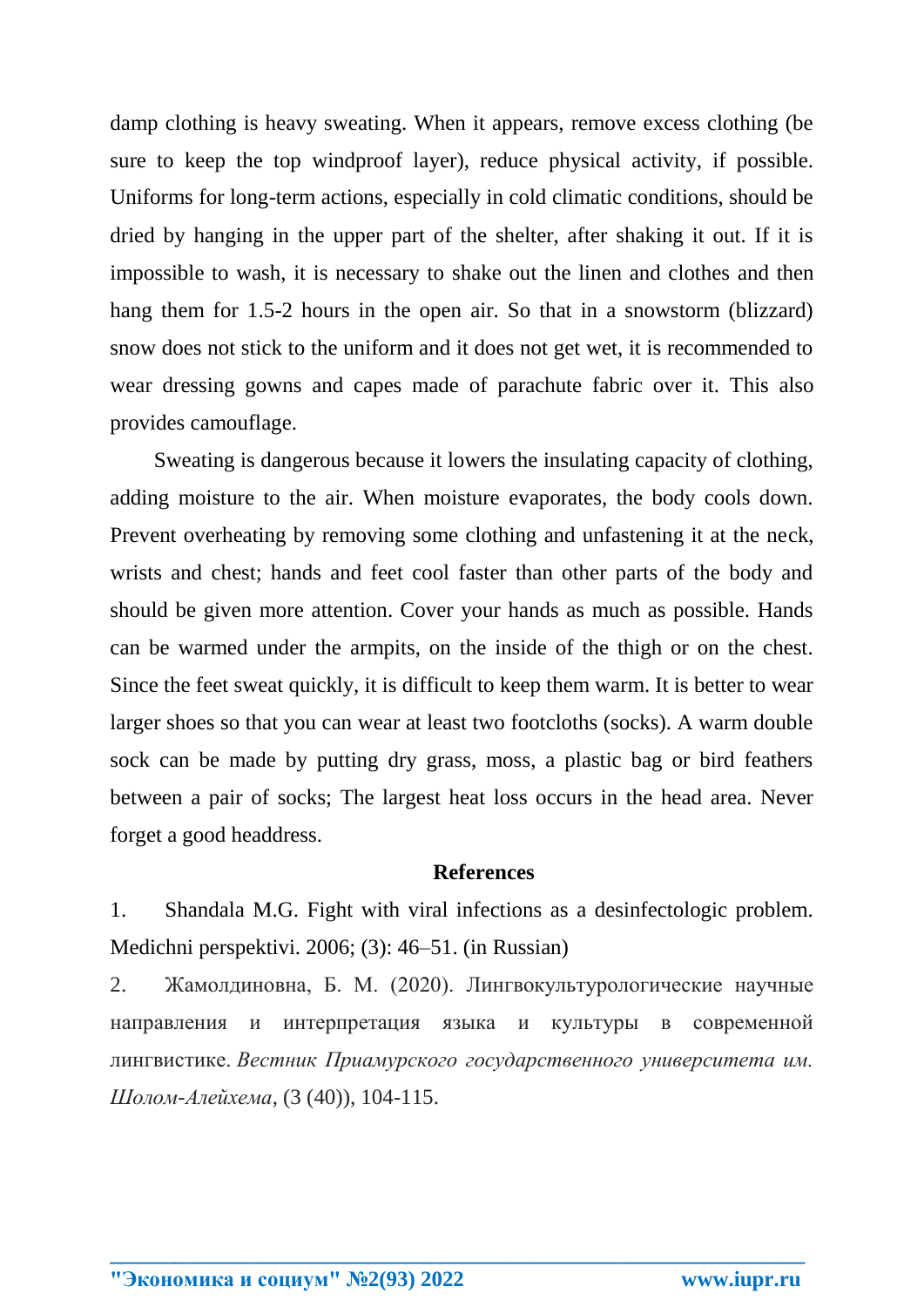damp clothing is heavy sweating. When it appears, remove excess clothing (be sure to keep the top windproof layer), reduce physical activity, if possible. Uniforms for long-term actions, especially in cold climatic conditions, should be dried by hanging in the upper part of the shelter, after shaking it out. If it is impossible to wash, it is necessary to shake out the linen and clothes and then hang them for 1.5-2 hours in the open air. So that in a snowstorm (blizzard) snow does not stick to the uniform and it does not get wet, it is recommended to wear dressing gowns and capes made of parachute fabric over it. This also provides camouflage.

Sweating is dangerous because it lowers the insulating capacity of clothing, adding moisture to the air. When moisture evaporates, the body cools down. Prevent overheating by removing some clothing and unfastening it at the neck, wrists and chest; hands and feet cool faster than other parts of the body and should be given more attention. Cover your hands as much as possible. Hands can be warmed under the armpits, on the inside of the thigh or on the chest. Since the feet sweat quickly, it is difficult to keep them warm. It is better to wear larger shoes so that you can wear at least two footcloths (socks). A warm double sock can be made by putting dry grass, moss, a plastic bag or bird feathers between a pair of socks; The largest heat loss occurs in the head area. Never forget a good headdress.

## References

1. Shandala M.G. Fight with viral infections as a desinfectologic problem. Medichni perspektivi. 2006; (3): 46–51. (in Russian)
2. Жамолдиновна, Б. М. (2020). Лингвокультурологические научные направления и интерпретация языка и культуры в современной лингвистике. *Вестник Приамурского государственного университета им. Шолом-Алейхема*, (3 (40)), 104-115.